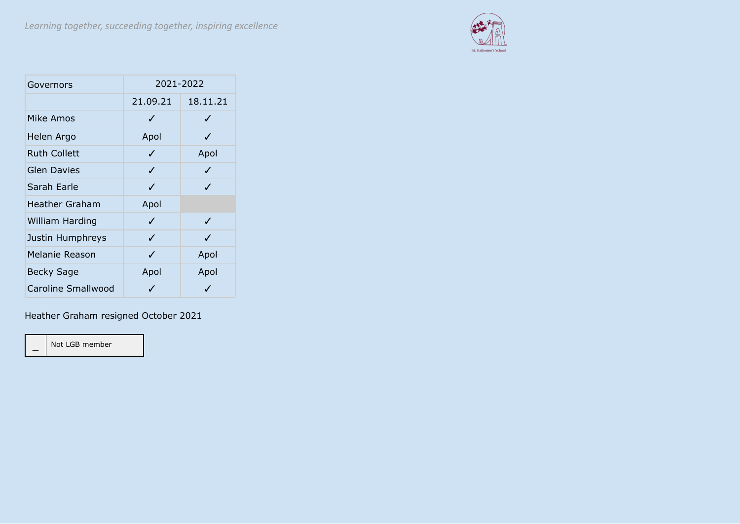*Learning together, succeeding together, inspiring excellence*

St. Katherine's School

| Governors | 2021-2022 | |
|---|---|---|
| | 21.09.21 | 18.11.21 |
| Mike Amos | ✓ | ✓ |
| Helen Argo | Apol | ✓ |
| Ruth Collett | ✓ | Apol |
| Glen Davies | ✓ | ✓ |
| Sarah Earle | ✓ | ✓ |
| Heather Graham | Apol | |
| William Harding | ✓ | ✓ |
| Justin Humphreys | ✓ | ✓ |
| Melanie Reason | ✓ | Apol |
| Becky Sage | Apol | Apol |
| Caroline Smallwood | ✓ | ✓ |

Heather Graham resigned October 2021

| _ | Not LGB member |
|---|---|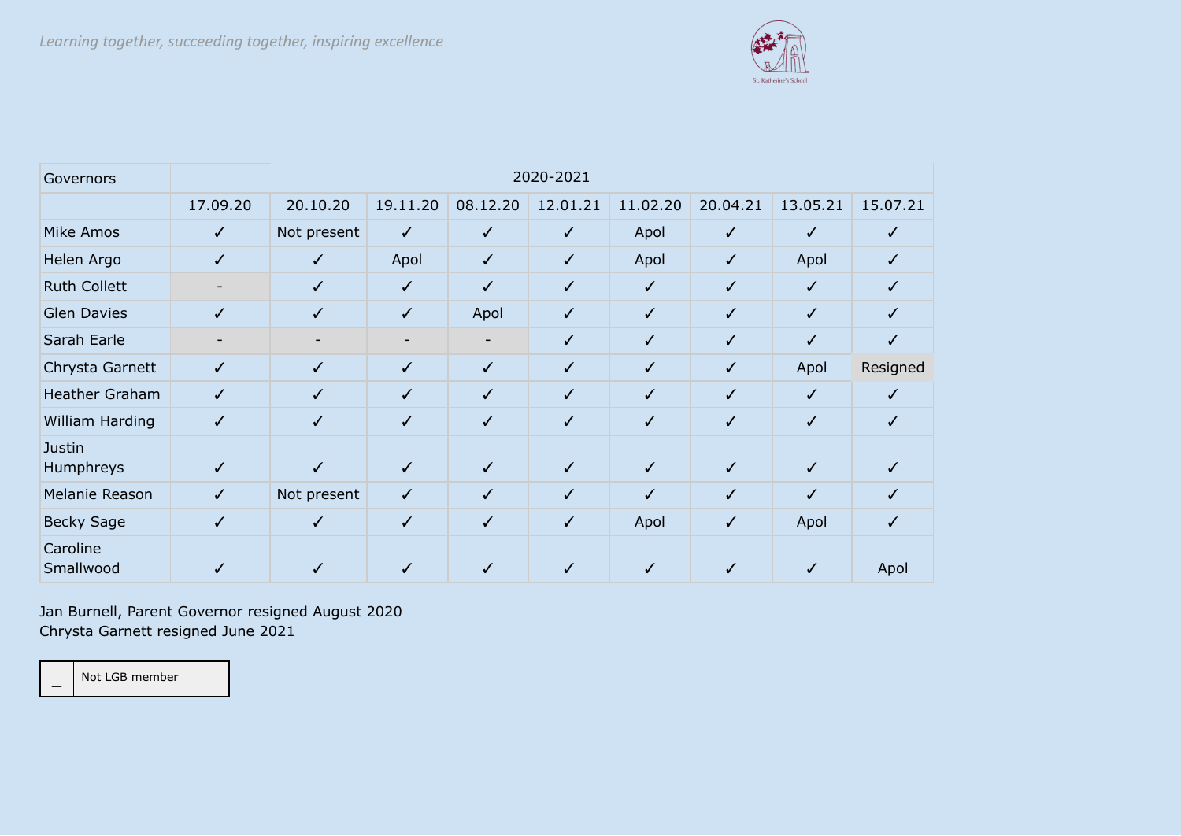*Learning together, succeeding together, inspiring excellence*

| Governors | 2020-2021 | | | | | | | | |
|---|---|---|---|---|---|---|---|---|---|
| | 17.09.20 | 20.10.20 | 19.11.20 | 08.12.20 | 12.01.21 | 11.02.20 | 20.04.21 | 13.05.21 | 15.07.21 |
| Mike Amos | ✓ | Not present | ✓ | ✓ | ✓ | Apol | ✓ | ✓ | ✓ |
| Helen Argo | ✓ | ✓ | Apol | ✓ | ✓ | Apol | ✓ | Apol | ✓ |
| Ruth Collett | - | ✓ | ✓ | ✓ | ✓ | ✓ | ✓ | ✓ | ✓ |
| Glen Davies | ✓ | ✓ | ✓ | Apol | ✓ | ✓ | ✓ | ✓ | ✓ |
| Sarah Earle | - | - | - | - | ✓ | ✓ | ✓ | ✓ | ✓ |
| Chrysta Garnett | ✓ | ✓ | ✓ | ✓ | ✓ | ✓ | ✓ | Apol | Resigned |
| Heather Graham | ✓ | ✓ | ✓ | ✓ | ✓ | ✓ | ✓ | ✓ | ✓ |
| William Harding | ✓ | ✓ | ✓ | ✓ | ✓ | ✓ | ✓ | ✓ | ✓ |
| Justin Humphreys | ✓ | ✓ | ✓ | ✓ | ✓ | ✓ | ✓ | ✓ | ✓ |
| Melanie Reason | ✓ | Not present | ✓ | ✓ | ✓ | ✓ | ✓ | ✓ | ✓ |
| Becky Sage | ✓ | ✓ | ✓ | ✓ | ✓ | Apol | ✓ | Apol | ✓ |
| Caroline Smallwood | ✓ | ✓ | ✓ | ✓ | ✓ | ✓ | ✓ | ✓ | Apol |

Jan Burnell, Parent Governor resigned August 2020
Chrysta Garnett resigned June 2021

| _ | Not LGB member |
|---|---|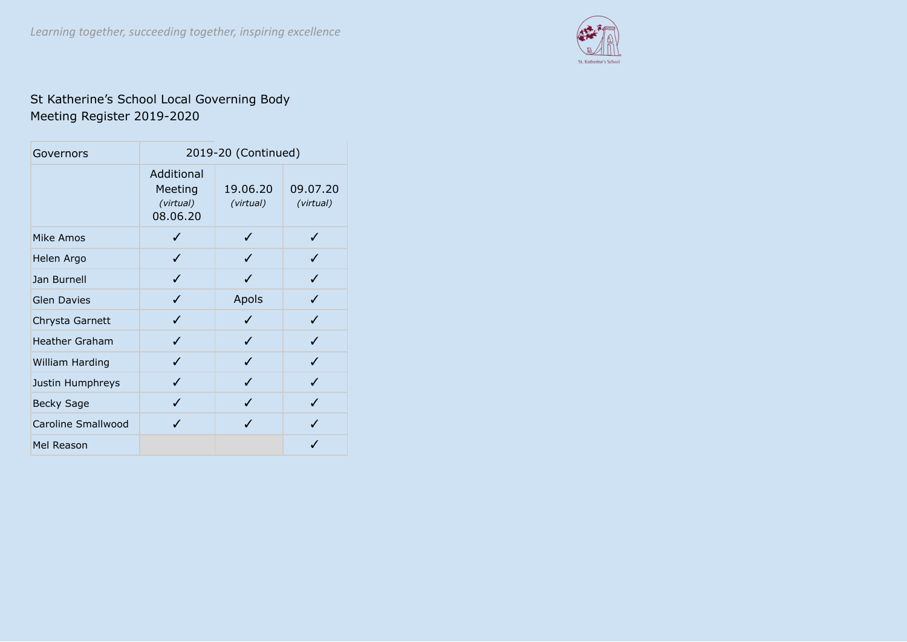*Learning together, succeeding together, inspiring excellence*

St Katherine's School Local Governing Body
Meeting Register 2019-2020

| Governors | 2019-20 (Continued) | | |
|---|---|---|---|
| | Additional Meeting *(virtual)* 08.06.20 | 19.06.20 *(virtual)* | 09.07.20 *(virtual)* |
| Mike Amos | ✓ | ✓ | ✓ |
| Helen Argo | ✓ | ✓ | ✓ |
| Jan Burnell | ✓ | ✓ | ✓ |
| Glen Davies | ✓ | Apols | ✓ |
| Chrysta Garnett | ✓ | ✓ | ✓ |
| Heather Graham | ✓ | ✓ | ✓ |
| William Harding | ✓ | ✓ | ✓ |
| Justin Humphreys | ✓ | ✓ | ✓ |
| Becky Sage | ✓ | ✓ | ✓ |
| Caroline Smallwood | ✓ | ✓ | ✓ |
| Mel Reason | | | ✓ |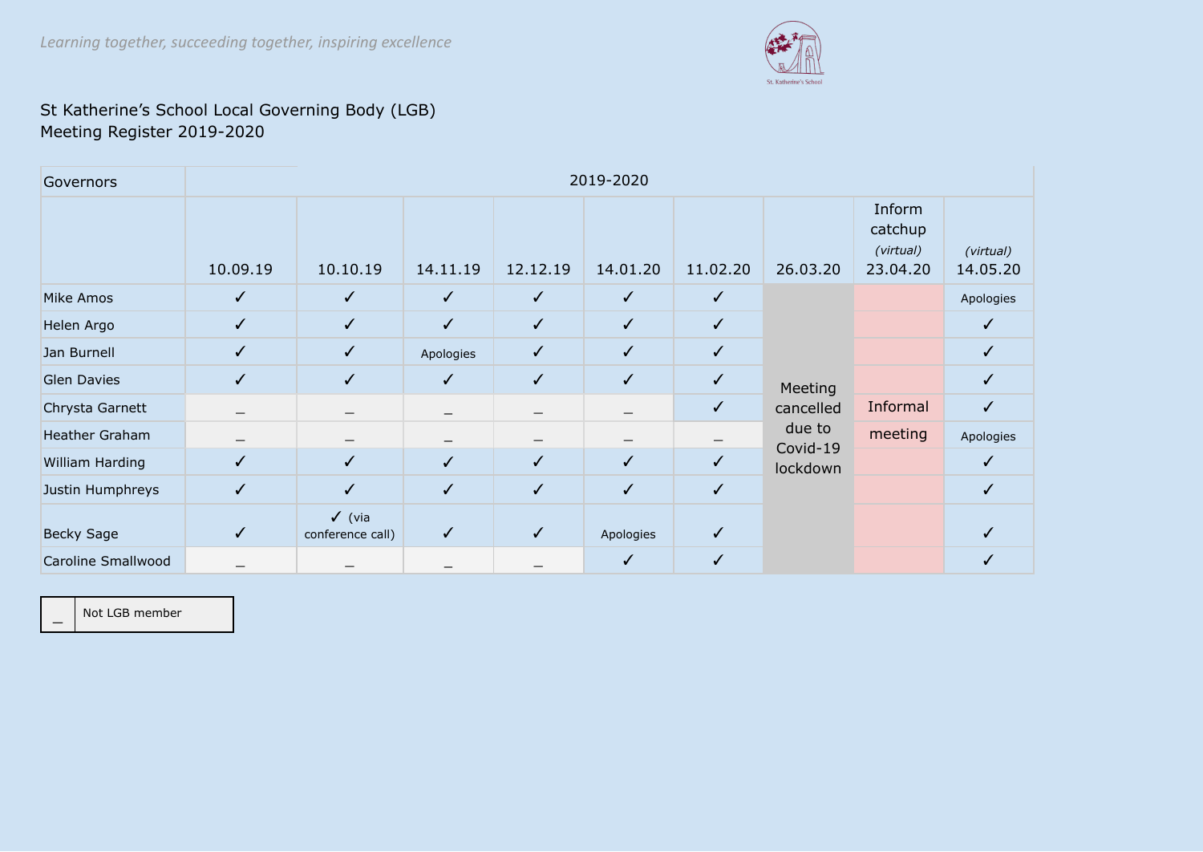*Learning together, succeeding together, inspiring excellence*

St Katherine's School Local Governing Body (LGB)
Meeting Register 2019-2020

| Governors | 2019-2020 | | | | | | | | |
|---|---|---|---|---|---|---|---|---|---|
| | 10.09.19 | 10.10.19 | 14.11.19 | 12.12.19 | 14.01.20 | 11.02.20 | 26.03.20 | Inform catchup *(virtual)* 23.04.20 | *(virtual)* 14.05.20 |
| Mike Amos | ✓ | ✓ | ✓ | ✓ | ✓ | ✓ | Meeting cancelled due to Covid-19 lockdown | Informal meeting | Apologies |
| Helen Argo | ✓ | ✓ | ✓ | ✓ | ✓ | ✓ | | | ✓ |
| Jan Burnell | ✓ | ✓ | Apologies | ✓ | ✓ | ✓ | | | ✓ |
| Glen Davies | ✓ | ✓ | ✓ | ✓ | ✓ | ✓ | | | ✓ |
| Chrysta Garnett | _ | _ | _ | _ | _ | ✓ | | | ✓ |
| Heather Graham | _ | _ | _ | _ | _ | _ | | | Apologies |
| William Harding | ✓ | ✓ | ✓ | ✓ | ✓ | ✓ | | | ✓ |
| Justin Humphreys | ✓ | ✓ | ✓ | ✓ | ✓ | ✓ | | | ✓ |
| Becky Sage | ✓ | ✓ (via conference call) | ✓ | ✓ | Apologies | ✓ | | | ✓ |
| Caroline Smallwood | _ | _ | _ | _ | ✓ | ✓ | | | ✓ |

| _ | Not LGB member |
|---|---|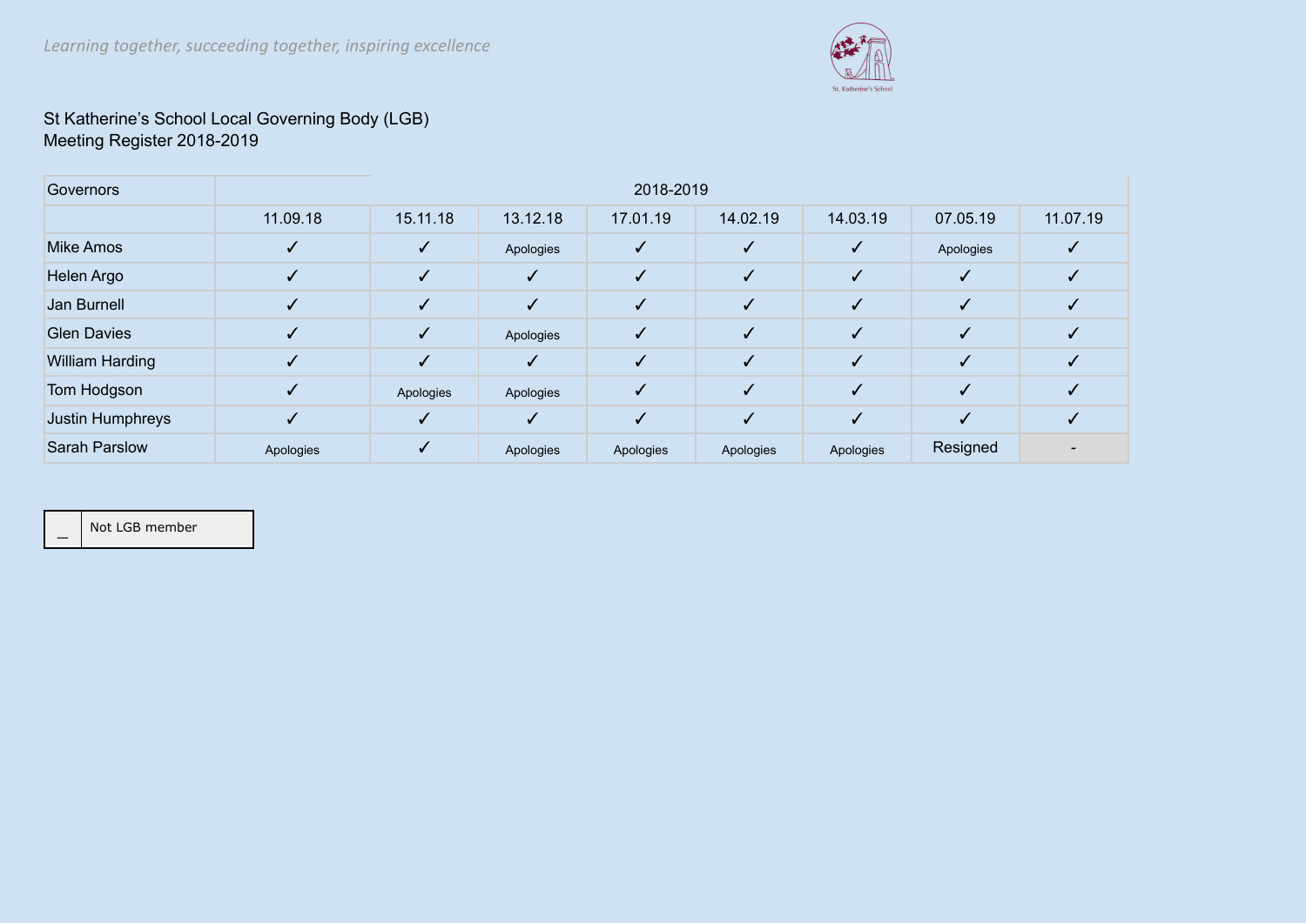*Learning together, succeeding together, inspiring excellence*

St Katherine's School

St Katherine's School Local Governing Body (LGB)
Meeting Register 2018-2019

| Governors | 2018-2019 | | | | | | | |
|---|---|---|---|---|---|---|---|---|
| | 11.09.18 | 15.11.18 | 13.12.18 | 17.01.19 | 14.02.19 | 14.03.19 | 07.05.19 | 11.07.19 |
| Mike Amos | ✓ | ✓ | Apologies | ✓ | ✓ | ✓ | Apologies | ✓ |
| Helen Argo | ✓ | ✓ | ✓ | ✓ | ✓ | ✓ | ✓ | ✓ |
| Jan Burnell | ✓ | ✓ | ✓ | ✓ | ✓ | ✓ | ✓ | ✓ |
| Glen Davies | ✓ | ✓ | Apologies | ✓ | ✓ | ✓ | ✓ | ✓ |
| William Harding | ✓ | ✓ | ✓ | ✓ | ✓ | ✓ | ✓ | ✓ |
| Tom Hodgson | ✓ | Apologies | Apologies | ✓ | ✓ | ✓ | ✓ | ✓ |
| Justin Humphreys | ✓ | ✓ | ✓ | ✓ | ✓ | ✓ | ✓ | ✓ |
| Sarah Parslow | Apologies | ✓ | Apologies | Apologies | Apologies | Apologies | Resigned | - |

| | |
|---|---|
| _ | Not LGB member |